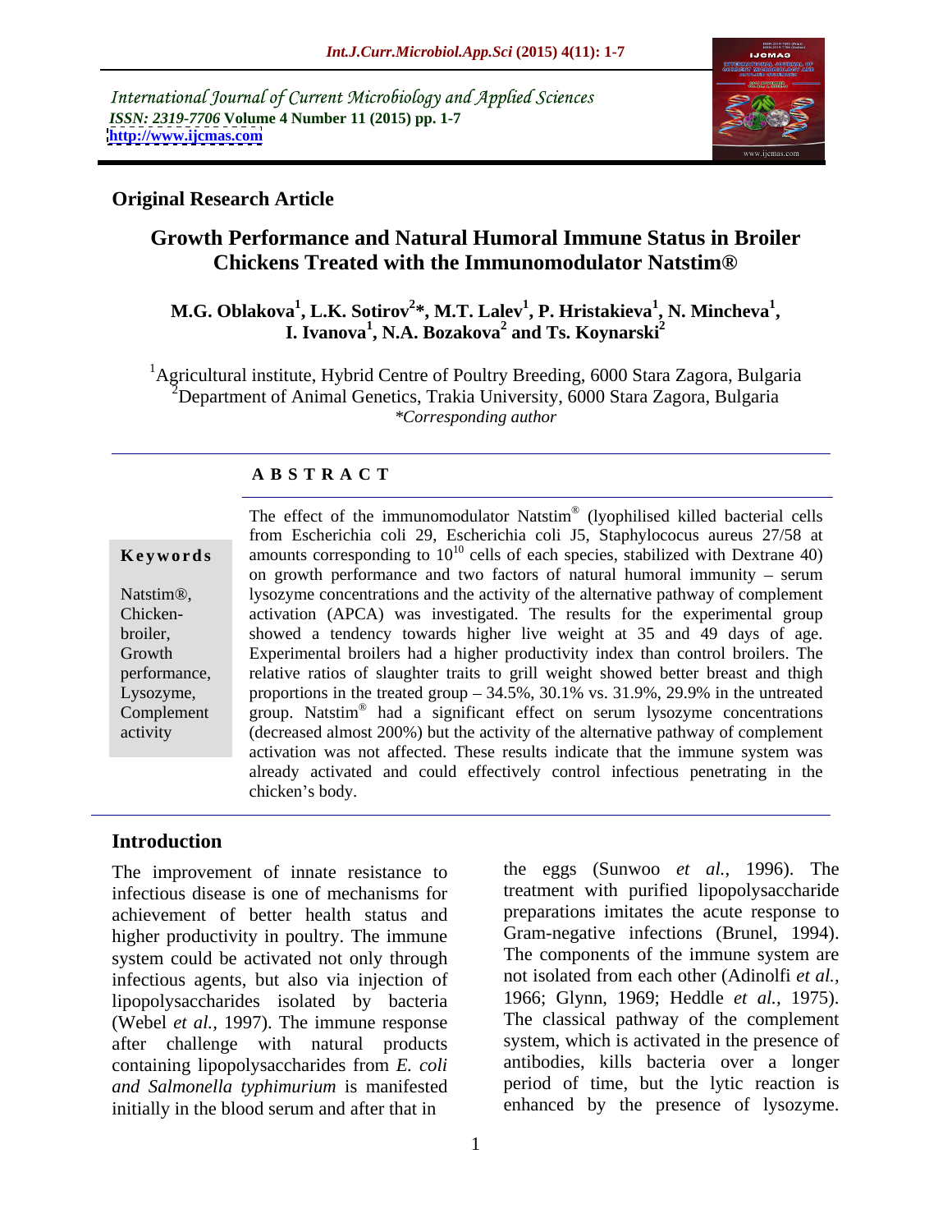International Journal of Current Microbiology and Applied Sciences
*ISSN: 2319-7706* **Volume 4 Number 11 (2015) pp. 1-7**
**http://www.ijcmas.com**

**Original Research Article**

# Growth Performance and Natural Humoral Immune Status in Broiler Chickens Treated with the Immunomodulator Natstim®

**M.G. Oblakova[1], L.K. Sotirov[2]\*, M.T. Lalev[1], P. Hristakieva[1], N. Mincheva[1], I. Ivanova[1], N.A. Bozakova[2] and Ts. Koynarski[2]**

[1]Agricultural institute, Hybrid Centre of Poultry Breeding, 6000 Stara Zagora, Bulgaria
[2]Department of Animal Genetics, Trakia University, 6000 Stara Zagora, Bulgaria
*\*Corresponding author*

## A B S T R A C T

**Keywords**

Natstim®, Chicken-broiler, Growth performance, Lysozyme, Complement activity

The effect of the immunomodulator Natstim® (lyophilised killed bacterial cells from Escherichia coli 29, Escherichia coli J5, Staphylococus aureus 27/58 at amounts corresponding to $10^{10}$ cells of each species, stabilized with Dextrane 40) on growth performance and two factors of natural humoral immunity – serum lysozyme concentrations and the activity of the alternative pathway of complement activation (APCA) was investigated. The results for the experimental group showed a tendency towards higher live weight at 35 and 49 days of age. Experimental broilers had a higher productivity index than control broilers. The relative ratios of slaughter traits to grill weight showed better breast and thigh proportions in the treated group – 34.5%, 30.1% vs. 31.9%, 29.9% in the untreated group. Natstim® had a significant effect on serum lysozyme concentrations (decreased almost 200%) but the activity of the alternative pathway of complement activation was not affected. These results indicate that the immune system was already activated and could effectively control infectious penetrating in the chicken's body.

## Introduction

The improvement of innate resistance to infectious disease is one of mechanisms for achievement of better health status and higher productivity in poultry. The immune system could be activated not only through infectious agents, but also via injection of lipopolysaccharides isolated by bacteria (Webel *et al.,* 1997). The immune response after challenge with natural products containing lipopolysaccharides from *E. coli and Salmonella typhimurium* is manifested initially in the blood serum and after that in the eggs (Sunwoo *et al.,* 1996). The treatment with purified lipopolysaccharide preparations imitates the acute response to Gram-negative infections (Brunel, 1994). The components of the immune system are not isolated from each other (Adinolfi *et al.,* 1966; Glynn, 1969; Heddle *et al.,* 1975). The classical pathway of the complement system, which is activated in the presence of antibodies, kills bacteria over a longer period of time, but the lytic reaction is enhanced by the presence of lysozyme.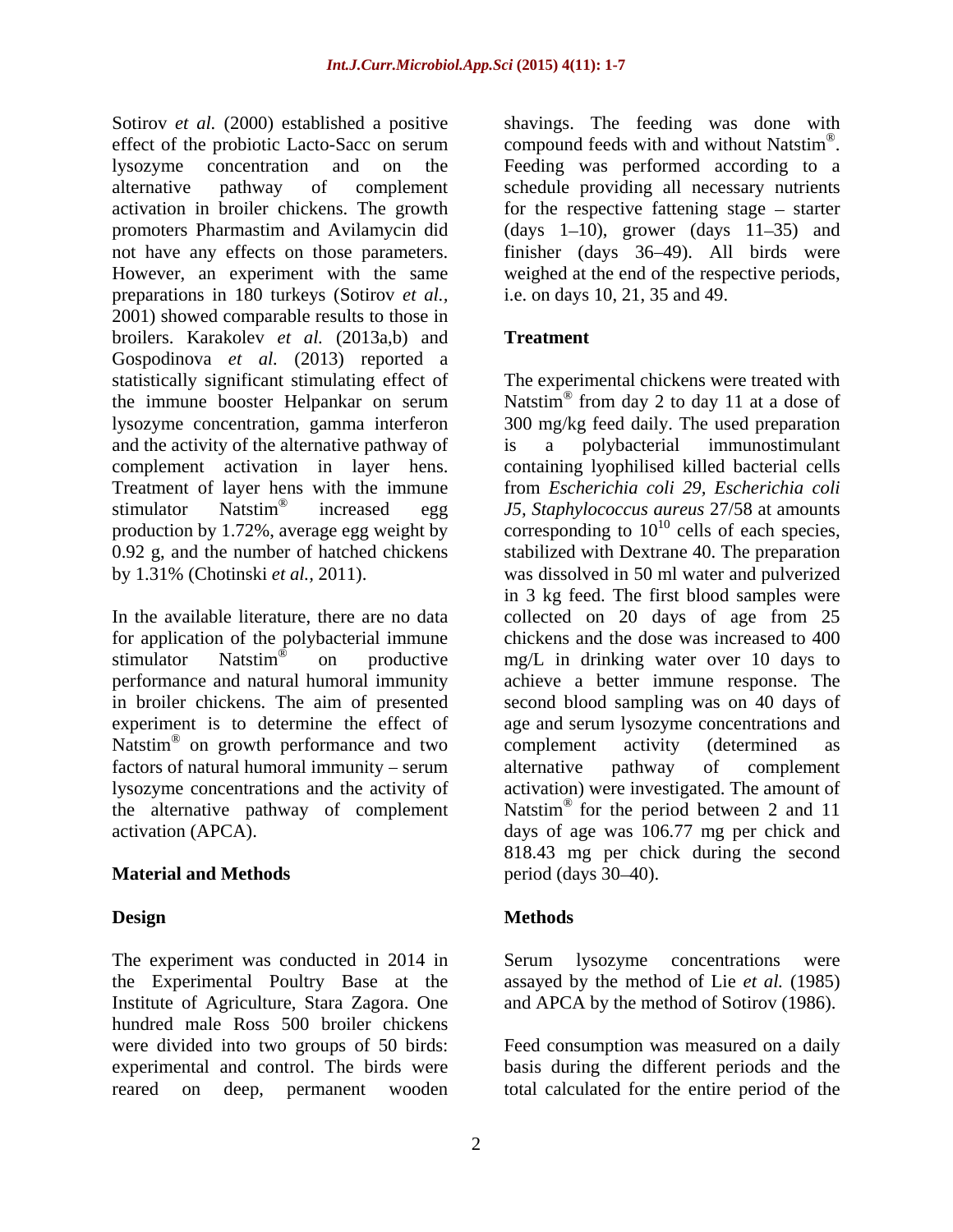Sotirov *et al.* (2000) established a positive effect of the probiotic Lacto-Sacc on serum lysozyme concentration and on the alternative pathway of complement activation in broiler chickens. The growth promoters Pharmastim and Avilamycin did not have any effects on those parameters. However, an experiment with the same preparations in 180 turkeys (Sotirov *et al.,* 2001) showed comparable results to those in broilers. Karakolev *et al.* (2013a,b) and Gospodinova *et al.* (2013) reported a statistically significant stimulating effect of the immune booster Helpankar on serum lysozyme concentration, gamma interferon and the activity of the alternative pathway of complement activation in layer hens. Treatment of layer hens with the immune stimulator Natstim® increased egg production by 1.72%, average egg weight by 0.92 g, and the number of hatched chickens by 1.31% (Chotinski *et al.,* 2011).

In the available literature, there are no data for application of the polybacterial immune stimulator Natstim® on productive performance and natural humoral immunity in broiler chickens. The aim of presented experiment is to determine the effect of Natstim® on growth performance and two factors of natural humoral immunity – serum lysozyme concentrations and the activity of the alternative pathway of complement activation (APCA).

## Material and Methods

### Design

The experiment was conducted in 2014 in the Experimental Poultry Base at the Institute of Agriculture, Stara Zagora. One hundred male Ross 500 broiler chickens were divided into two groups of 50 birds: experimental and control. The birds were reared on deep, permanent wooden shavings. The feeding was done with compound feeds with and without Natstim®. Feeding was performed according to a schedule providing all necessary nutrients for the respective fattening stage – starter (days 1–10), grower (days 11–35) and finisher (days 36–49). All birds were weighed at the end of the respective periods, i.e. on days 10, 21, 35 and 49.

### Treatment

The experimental chickens were treated with Natstim® from day 2 to day 11 at a dose of 300 mg/kg feed daily. The used preparation is a polybacterial immunostimulant containing lyophilised killed bacterial cells from *Escherichia coli 29, Escherichia coli J5, Staphylococcus aureus* 27/58 at amounts corresponding to $10^{10}$ cells of each species, stabilized with Dextrane 40. The preparation was dissolved in 50 ml water and pulverized in 3 kg feed. The first blood samples were collected on 20 days of age from 25 chickens and the dose was increased to 400 mg/L in drinking water over 10 days to achieve a better immune response. The second blood sampling was on 40 days of age and serum lysozyme concentrations and complement activity (determined as alternative pathway of complement activation) were investigated. The amount of Natstim® for the period between 2 and 11 days of age was 106.77 mg per chick and 818.43 mg per chick during the second period (days 30–40).

### Methods

Serum lysozyme concentrations were assayed by the method of Lie *et al.* (1985) and APCA by the method of Sotirov (1986).

Feed consumption was measured on a daily basis during the different periods and the total calculated for the entire period of the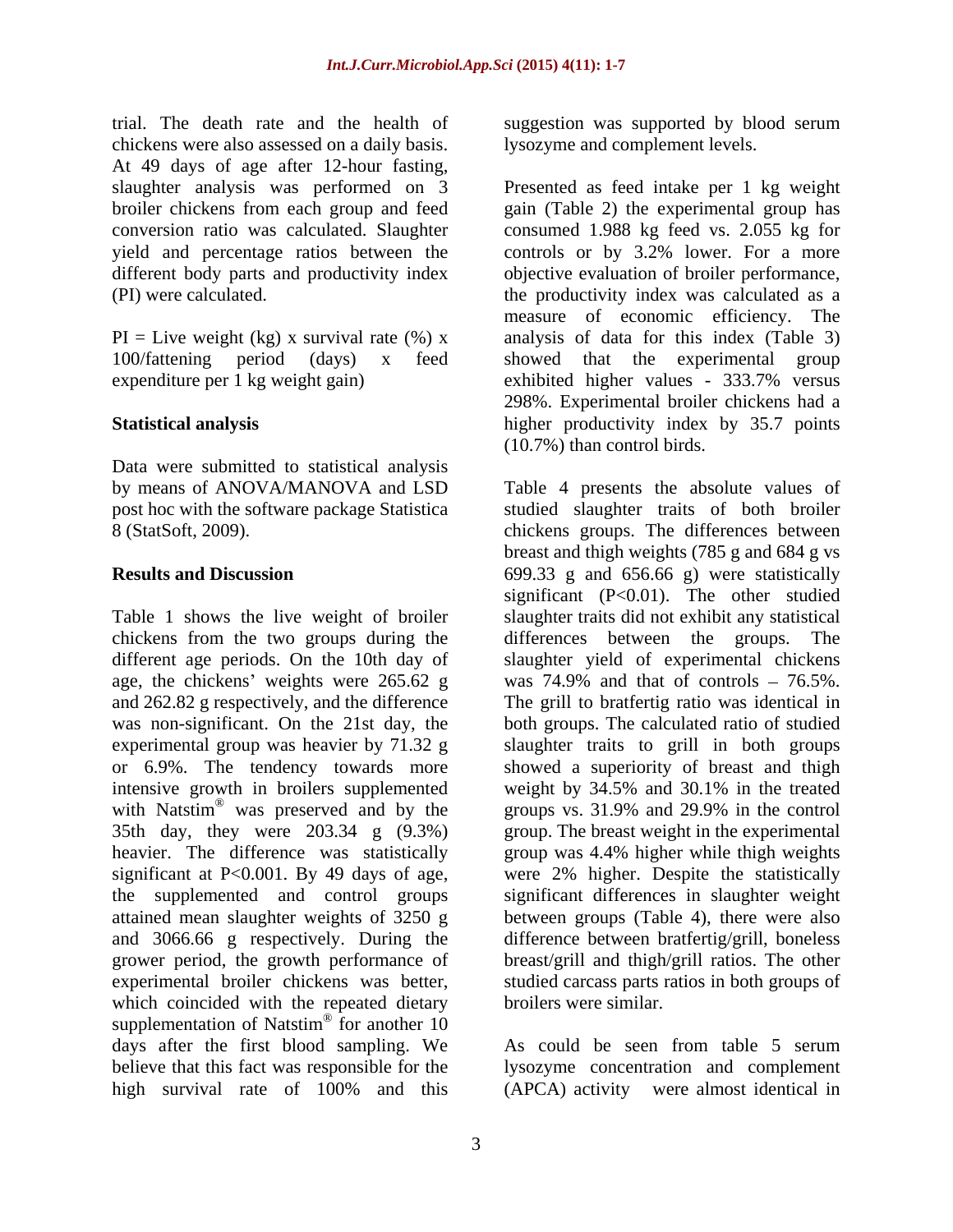trial. The death rate and the health of chickens were also assessed on a daily basis. At 49 days of age after 12-hour fasting, slaughter analysis was performed on 3 broiler chickens from each group and feed conversion ratio was calculated. Slaughter yield and percentage ratios between the different body parts and productivity index (PI) were calculated.

PI = Live weight (kg) x survival rate (%) x 100/fattening period (days) x feed expenditure per 1 kg weight gain)

**Statistical analysis**

Data were submitted to statistical analysis by means of ANOVA/MANOVA and LSD post hoc with the software package Statistica 8 (StatSoft, 2009).

## Results and Discussion

Table 1 shows the live weight of broiler chickens from the two groups during the different age periods. On the 10th day of age, the chickens' weights were 265.62 g and 262.82 g respectively, and the difference was non-significant. On the 21st day, the experimental group was heavier by 71.32 g or 6.9%. The tendency towards more intensive growth in broilers supplemented with Natstim® was preserved and by the 35th day, they were 203.34 g (9.3%) heavier. The difference was statistically significant at P<0.001. By 49 days of age, the supplemented and control groups attained mean slaughter weights of 3250 g and 3066.66 g respectively. During the grower period, the growth performance of experimental broiler chickens was better, which coincided with the repeated dietary supplementation of Natstim® for another 10 days after the first blood sampling. We believe that this fact was responsible for the high survival rate of 100% and this suggestion was supported by blood serum lysozyme and complement levels.

Presented as feed intake per 1 kg weight gain (Table 2) the experimental group has consumed 1.988 kg feed vs. 2.055 kg for controls or by 3.2% lower. For a more objective evaluation of broiler performance, the productivity index was calculated as a measure of economic efficiency. The analysis of data for this index (Table 3) showed that the experimental group exhibited higher values - 333.7% versus 298%. Experimental broiler chickens had a higher productivity index by 35.7 points (10.7%) than control birds.

Table 4 presents the absolute values of studied slaughter traits of both broiler chickens groups. The differences between breast and thigh weights (785 g and 684 g vs 699.33 g and 656.66 g) were statistically significant (P<0.01). The other studied slaughter traits did not exhibit any statistical differences between the groups. The slaughter yield of experimental chickens was 74.9% and that of controls – 76.5%. The grill to bratfertig ratio was identical in both groups. The calculated ratio of studied slaughter traits to grill in both groups showed a superiority of breast and thigh weight by 34.5% and 30.1% in the treated groups vs. 31.9% and 29.9% in the control group. The breast weight in the experimental group was 4.4% higher while thigh weights were 2% higher. Despite the statistically significant differences in slaughter weight between groups (Table 4), there were also difference between bratfertig/grill, boneless breast/grill and thigh/grill ratios. The other studied carcass parts ratios in both groups of broilers were similar.

As could be seen from table 5 serum lysozyme concentration and complement (APCA) activity were almost identical in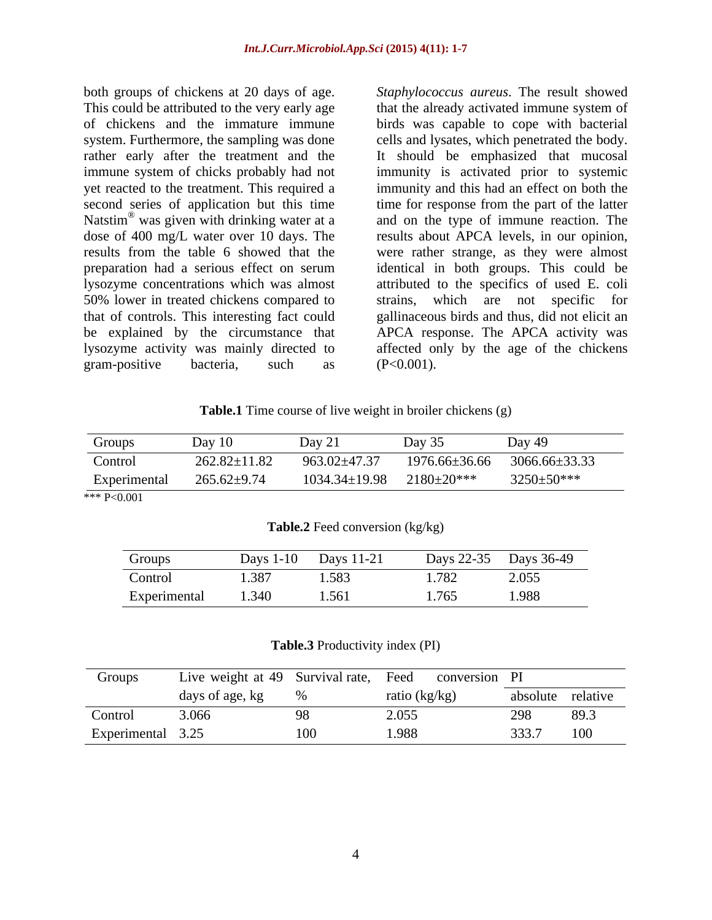both groups of chickens at 20 days of age. This could be attributed to the very early age of chickens and the immature immune system. Furthermore, the sampling was done rather early after the treatment and the immune system of chicks probably had not yet reacted to the treatment. This required a second series of application but this time Natstim® was given with drinking water at a dose of 400 mg/L water over 10 days. The results from the table 6 showed that the preparation had a serious effect on serum lysozyme concentrations which was almost 50% lower in treated chickens compared to that of controls. This interesting fact could be explained by the circumstance that lysozyme activity was mainly directed to gram-positive bacteria, such as *Staphylococcus aureus*. The result showed that the already activated immune system of birds was capable to cope with bacterial cells and lysates, which penetrated the body. It should be emphasized that mucosal immunity is activated prior to systemic immunity and this had an effect on both the time for response from the part of the latter and on the type of immune reaction. The results about APCA levels, in our opinion, were rather strange, as they were almost identical in both groups. This could be attributed to the specifics of used E. coli strains, which are not specific for gallinaceous birds and thus, did not elicit an APCA response. The APCA activity was affected only by the age of the chickens ($P<0.001$).

**Table.1** Time course of live weight in broiler chickens (g)

| Groups | Day 10 | Day 21 | Day 35 | Day 49 |
|---|---|---|---|---|
| Control | 262.82±11.82 | 963.02±47.37 | 1976.66±36.66 | 3066.66±33.33 |
| Experimental | 265.62±9.74 | 1034.34±19.98 | 2180±20*** | 3250±50*** |

*** $P<0.001$

**Table.2** Feed conversion (kg/kg)

| Groups | Days 1-10 | Days 11-21 | Days 22-35 | Days 36-49 |
|---|---|---|---|---|
| Control | 1.387 | 1.583 | 1.782 | 2.055 |
| Experimental | 1.340 | 1.561 | 1.765 | 1.988 |

**Table.3** Productivity index (PI)

| Groups | Live weight at 49 days of age, kg | Survival rate, % | Feed conversion ratio (kg/kg) | PI | |
|---|---|---|---|---|---|
| | | | | absolute | relative |
| Control | 3.066 | 98 | 2.055 | 298 | 89.3 |
| Experimental | 3.25 | 100 | 1.988 | 333.7 | 100 |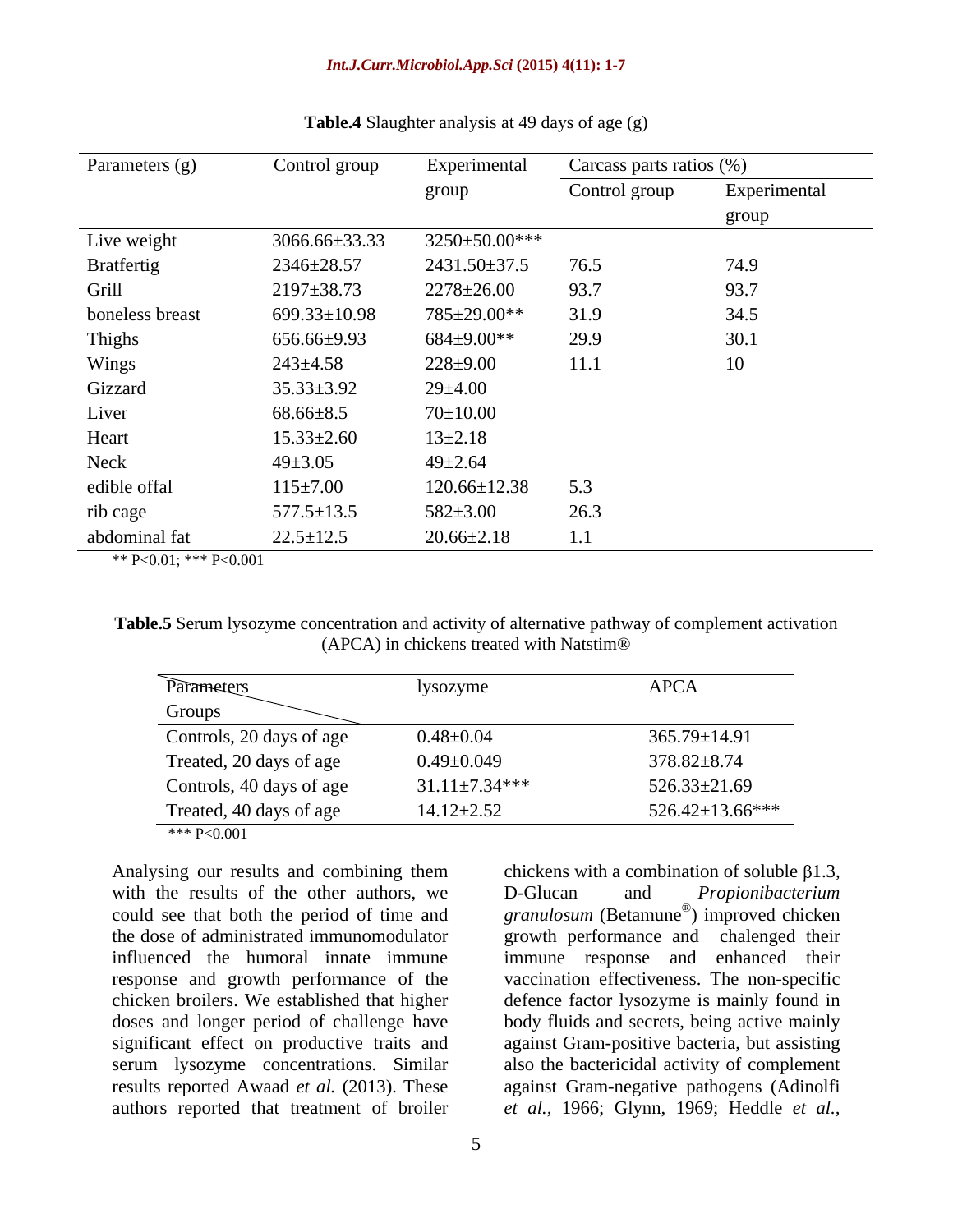**Table.4** Slaughter analysis at 49 days of age (g)

| Parameters (g) | Control group | Experimental group | Carcass parts ratios (%) | |
|---|---|---|---|---|
| | | | Control group | Experimental group |
| Live weight | 3066.66±33.33 | 3250±50.00*** | | |
| Bratfertig | 2346±28.57 | 2431.50±37.5 | 76.5 | 74.9 |
| Grill | 2197±38.73 | 2278±26.00 | 93.7 | 93.7 |
| boneless breast | 699.33±10.98 | 785±29.00** | 31.9 | 34.5 |
| Thighs | 656.66±9.93 | 684±9.00** | 29.9 | 30.1 |
| Wings | 243±4.58 | 228±9.00 | 11.1 | 10 |
| Gizzard | 35.33±3.92 | 29±4.00 | | |
| Liver | 68.66±8.5 | 70±10.00 | | |
| Heart | 15.33±2.60 | 13±2.18 | | |
| Neck | 49±3.05 | 49±2.64 | | |
| edible offal | 115±7.00 | 120.66±12.38 | 5.3 | |
| rib cage | 577.5±13.5 | 582±3.00 | 26.3 | |
| abdominal fat | 22.5±12.5 | 20.66±2.18 | 1.1 | |

** $P<0.01$; *** $P<0.001$

**Table.5** Serum lysozyme concentration and activity of alternative pathway of complement activation (APCA) in chickens treated with Natstim®

| Parameters / Groups | lysozyme | APCA |
|---|---|---|
| Controls, 20 days of age | 0.48±0.04 | 365.79±14.91 |
| Treated, 20 days of age | 0.49±0.049 | 378.82±8.74 |
| Controls, 40 days of age | 31.11±7.34*** | 526.33±21.69 |
| Treated, 40 days of age | 14.12±2.52 | 526.42±13.66*** |

*** $P<0.001$

Analysing our results and combining them with the results of the other authors, we could see that both the period of time and the dose of administrated immunomodulator influenced the humoral innate immune response and growth performance of the chicken broilers. We established that higher doses and longer period of challenge have significant effect on productive traits and serum lysozyme concentrations. Similar results reported Awaad *et al.* (2013). These authors reported that treatment of broiler chickens with a combination of soluble β1.3, D-Glucan and *Propionibacterium granulosum* (Betamune®) improved chicken growth performance and chalenged their immune response and enhanced their vaccination effectiveness. The non-specific defence factor lysozyme is mainly found in body fluids and secrets, being active mainly against Gram-positive bacteria, but assisting also the bactericidal activity of complement against Gram-negative pathogens (Adinolfi *et al.*, 1966; Glynn, 1969; Heddle *et al.*,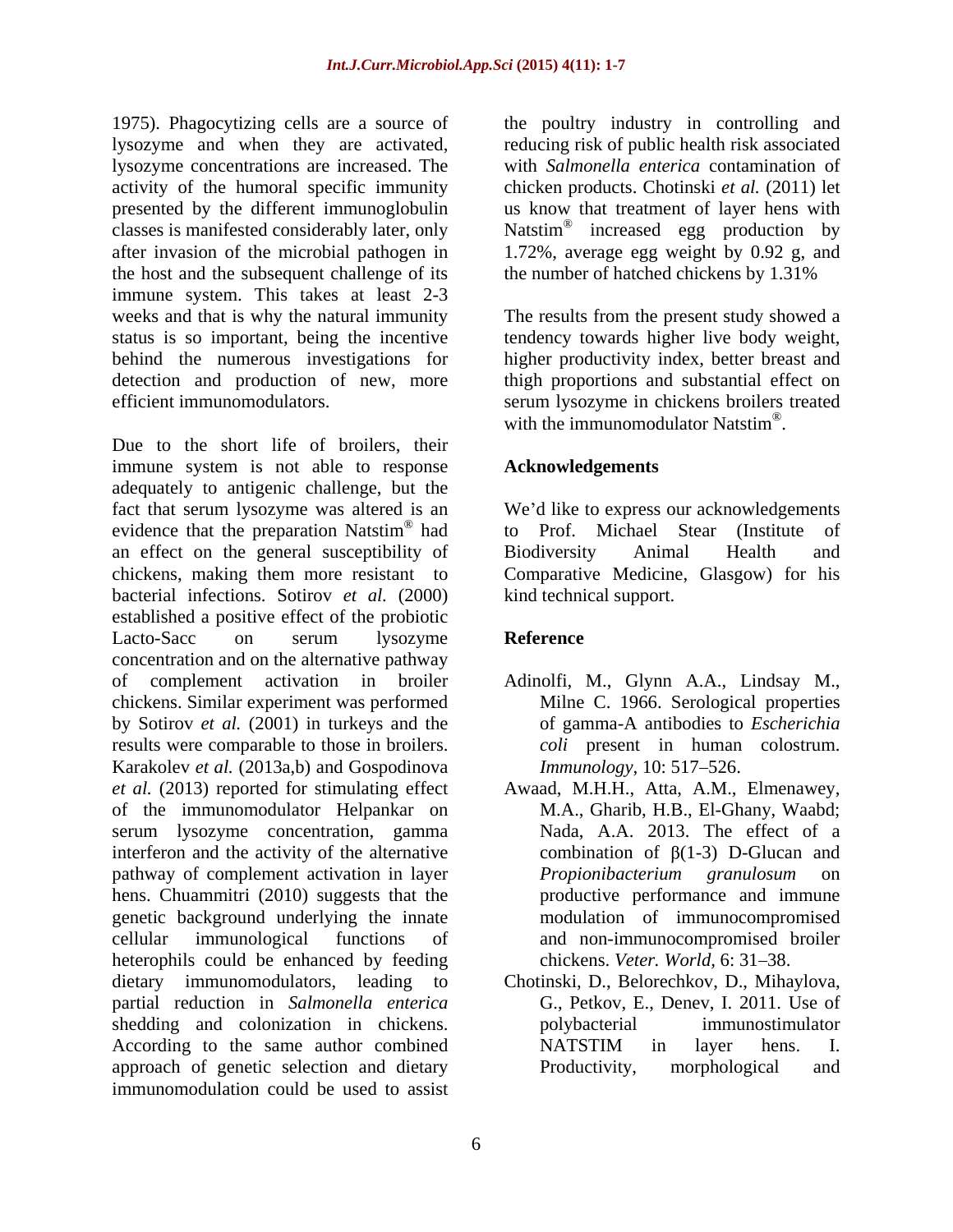1975). Phagocytizing cells are a source of lysozyme and when they are activated, lysozyme concentrations are increased. The activity of the humoral specific immunity presented by the different immunoglobulin classes is manifested considerably later, only after invasion of the microbial pathogen in the host and the subsequent challenge of its immune system. This takes at least 2-3 weeks and that is why the natural immunity status is so important, being the incentive behind the numerous investigations for detection and production of new, more efficient immunomodulators.

Due to the short life of broilers, their immune system is not able to response adequately to antigenic challenge, but the fact that serum lysozyme was altered is an evidence that the preparation Natstim® had an effect on the general susceptibility of chickens, making them more resistant to bacterial infections. Sotirov *et al.* (2000) established a positive effect of the probiotic Lacto-Sacc on serum lysozyme concentration and on the alternative pathway of complement activation in broiler chickens. Similar experiment was performed by Sotirov *et al.* (2001) in turkeys and the results were comparable to those in broilers. Karakolev *et al.* (2013a,b) and Gospodinova *et al.* (2013) reported for stimulating effect of the immunomodulator Helpankar on serum lysozyme concentration, gamma interferon and the activity of the alternative pathway of complement activation in layer hens. Chuammitri (2010) suggests that the genetic background underlying the innate cellular immunological functions of heterophils could be enhanced by feeding dietary immunomodulators, leading to partial reduction in *Salmonella enterica* shedding and colonization in chickens. According to the same author combined approach of genetic selection and dietary immunomodulation could be used to assist the poultry industry in controlling and reducing risk of public health risk associated with *Salmonella enterica* contamination of chicken products. Chotinski *et al.* (2011) let us know that treatment of layer hens with Natstim® increased egg production by 1.72%, average egg weight by 0.92 g, and the number of hatched chickens by 1.31%

The results from the present study showed a tendency towards higher live body weight, higher productivity index, better breast and thigh proportions and substantial effect on serum lysozyme in chickens broilers treated with the immunomodulator Natstim®.

## Acknowledgements

We'd like to express our acknowledgements to Prof. Michael Stear (Institute of Biodiversity Animal Health and Comparative Medicine, Glasgow) for his kind technical support.

## Reference

- Adinolfi, M., Glynn A.A., Lindsay M., Milne C. 1966. Serological properties of gamma-A antibodies to *Escherichia coli* present in human colostrum. *Immunology*, 10: 517–526.
- Awaad, M.H.H., Atta, A.M., Elmenawey, M.A., Gharib, H.B., El-Ghany, Waabd; Nada, A.A. 2013. The effect of a combination of β(1-3) D-Glucan and *Propionibacterium granulosum* on productive performance and immune modulation of immunocompromised and non-immunocompromised broiler chickens. *Veter. World*, 6: 31–38.
- Chotinski, D., Belorechkov, D., Mihaylova, G., Petkov, E., Denev, I. 2011. Use of polybacterial immunostimulator NATSTIM in layer hens. I. Productivity, morphological and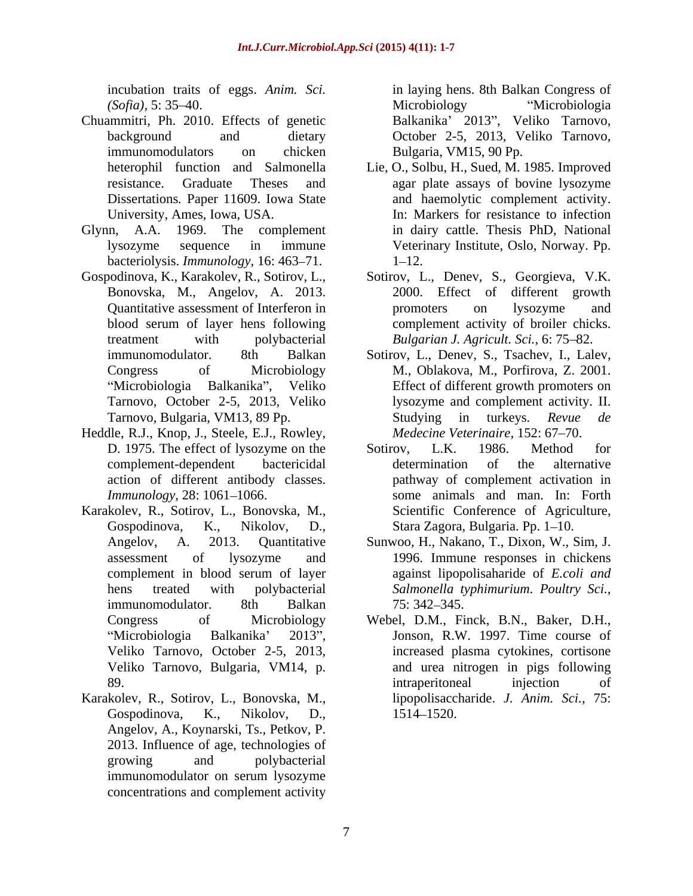incubation traits of eggs. *Anim. Sci. (Sofia)*, 5: 35–40.

Chuammitri, Ph. 2010. Effects of genetic background and dietary immunomodulators on chicken heterophil function and Salmonella resistance. Graduate Theses and Dissertations*.* Paper 11609. Iowa State University, Ames, Iowa, USA.

Glynn, A.A. 1969. The complement lysozyme sequence in immune bacteriolysis. *Immunology,* 16: 463–71.

Gospodinova, K., Karakolev, R., Sotirov, L., Bonovska, M., Angelov, A. 2013. Quantitative assessment of Interferon in blood serum of layer hens following treatment with polybacterial immunomodulator. 8th Balkan Congress of Microbiology "Microbiologia Balkanika", Veliko Tarnovo, October 2-5, 2013, Veliko Tarnovo, Bulgaria, VM13, 89 Pp.

Heddle, R.J., Knop, J., Steele, E.J., Rowley, D. 1975. The effect of lysozyme on the complement-dependent bactericidal action of different antibody classes. *Immunology,* 28: 1061–1066.

Karakolev, R., Sotirov, L., Bonovska, M., Gospodinova, K., Nikolov, D., Angelov, A. 2013. Quantitative assessment of lysozyme and complement in blood serum of layer hens treated with polybacterial immunomodulator. 8th Balkan Congress of Microbiology "Microbiologia Balkanika' 2013", Veliko Tarnovo, October 2-5, 2013, Veliko Tarnovo, Bulgaria, VM14, p. 89.

Karakolev, R., Sotirov, L., Bonovska, M., Gospodinova, K., Nikolov, D., Angelov, A., Koynarski, Ts., Petkov, P. 2013. Influence of age, technologies of growing and polybacterial immunomodulator on serum lysozyme concentrations and complement activity in laying hens. 8th Balkan Congress of Microbiology "Microbiologia Balkanika' 2013", Veliko Tarnovo, October 2-5, 2013, Veliko Tarnovo, Bulgaria, VM15, 90 Pp.

Lie, O., Solbu, H., Sued, M. 1985. Improved agar plate assays of bovine lysozyme and haemolytic complement activity. In: Markers for resistance to infection in dairy cattle. Thesis PhD, National Veterinary Institute, Oslo, Norway. Pp. 1–12.

Sotirov, L., Denev, S., Georgieva, V.K. 2000. Effect of different growth promoters on lysozyme and complement activity of broiler chicks. *Bulgarian J. Agricult. Sci.,* 6: 75–82.

Sotirov, L., Denev, S., Tsachev, I., Lalev, M., Oblakova, M., Porfirova, Z. 2001. Effect of different growth promoters on lysozyme and complement activity. II. Studying in turkeys. *Revue de Medecine Veterinaire,* 152: 67–70.

Sotirov, L.K. 1986. Method for determination of the alternative pathway of complement activation in some animals and man. In: Forth Scientific Conference of Agriculture, Stara Zagora, Bulgaria. Pp. 1–10.

Sunwoo, H., Nakano, T., Dixon, W., Sim, J. 1996. Immune responses in chickens against lipopolisaharide of *E.coli and Salmonella typhimurium. Poultry Sci.,* 75: 342–345.

Webel, D.M., Finck, B.N., Baker, D.H., Jonson, R.W. 1997. Time course of increased plasma cytokines, cortisone and urea nitrogen in pigs following intraperitoneal injection of lipopolisaccharide. *J. Anim. Sci.,* 75: 1514–1520.